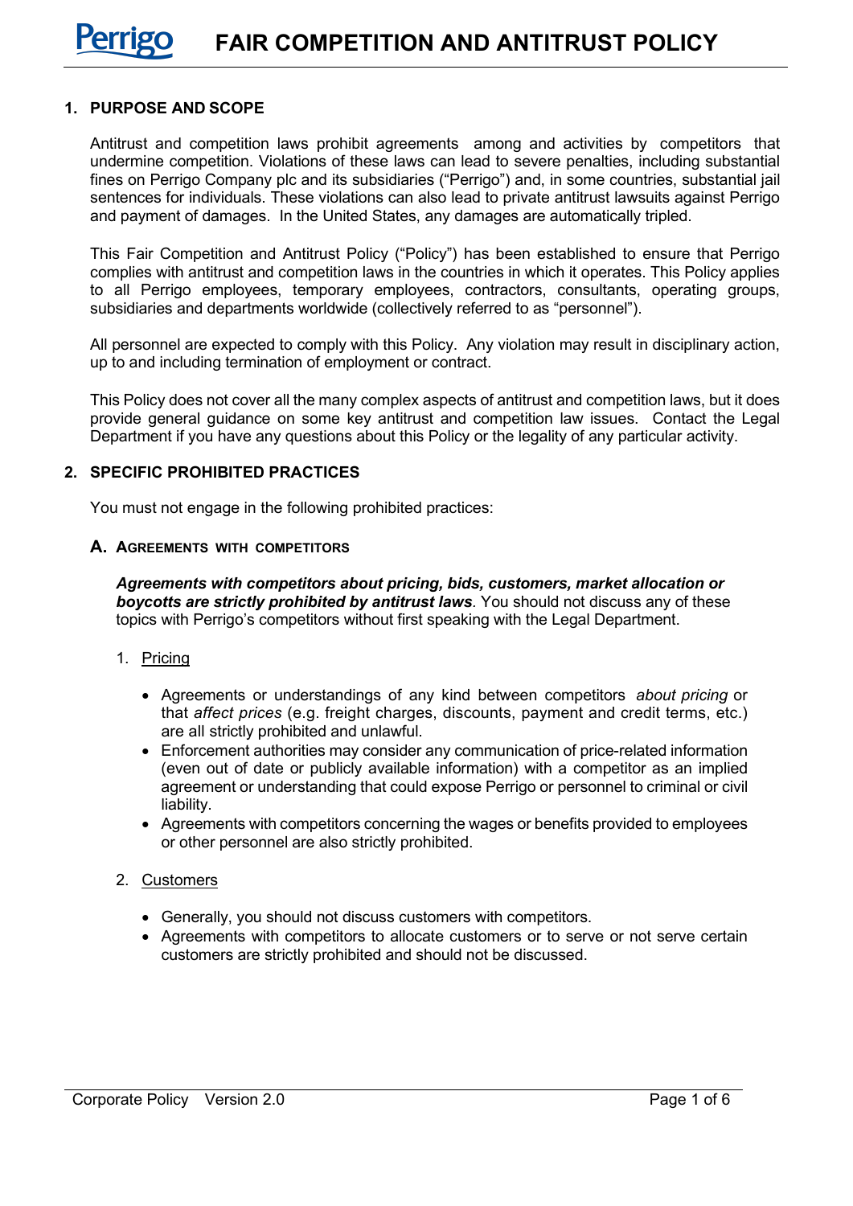# FAIR COMPETITION AND ANTITRUST POLICY

## 1. PURPOSE AND SCOPE

Antitrust and competition laws prohibit agreements among and activities by competitors that undermine competition. Violations of these laws can lead to severe penalties, including substantial fines on Perrigo Company plc and its subsidiaries ("Perrigo") and, in some countries, substantial jail sentences for individuals. These violations can also lead to private antitrust lawsuits against Perrigo and payment of damages. In the United States, any damages are automatically tripled.

This Fair Competition and Antitrust Policy ("Policy") has been established to ensure that Perrigo complies with antitrust and competition laws in the countries in which it operates. This Policy applies to all Perrigo employees, temporary employees, contractors, consultants, operating groups, subsidiaries and departments worldwide (collectively referred to as "personnel").

All personnel are expected to comply with this Policy. Any violation may result in disciplinary action, up to and including termination of employment or contract.

This Policy does not cover all the many complex aspects of antitrust and competition laws, but it does provide general guidance on some key antitrust and competition law issues. Contact the Legal Department if you have any questions about this Policy or the legality of any particular activity.

## 2. SPECIFIC PROHIBITED PRACTICES

You must not engage in the following prohibited practices:

### A. Agreements with Competitors

***Agreements with competitors about pricing, bids, customers, market allocation or boycotts are strictly prohibited by antitrust laws***. You should not discuss any of these topics with Perrigo's competitors without first speaking with the Legal Department.

1. Pricing

   - Agreements or understandings of any kind between competitors *about pricing* or that *affect prices* (e.g. freight charges, discounts, payment and credit terms, etc.) are all strictly prohibited and unlawful.
   - Enforcement authorities may consider any communication of price-related information (even out of date or publicly available information) with a competitor as an implied agreement or understanding that could expose Perrigo or personnel to criminal or civil liability.
   - Agreements with competitors concerning the wages or benefits provided to employees or other personnel are also strictly prohibited.

2. Customers

   - Generally, you should not discuss customers with competitors.
   - Agreements with competitors to allocate customers or to serve or not serve certain customers are strictly prohibited and should not be discussed.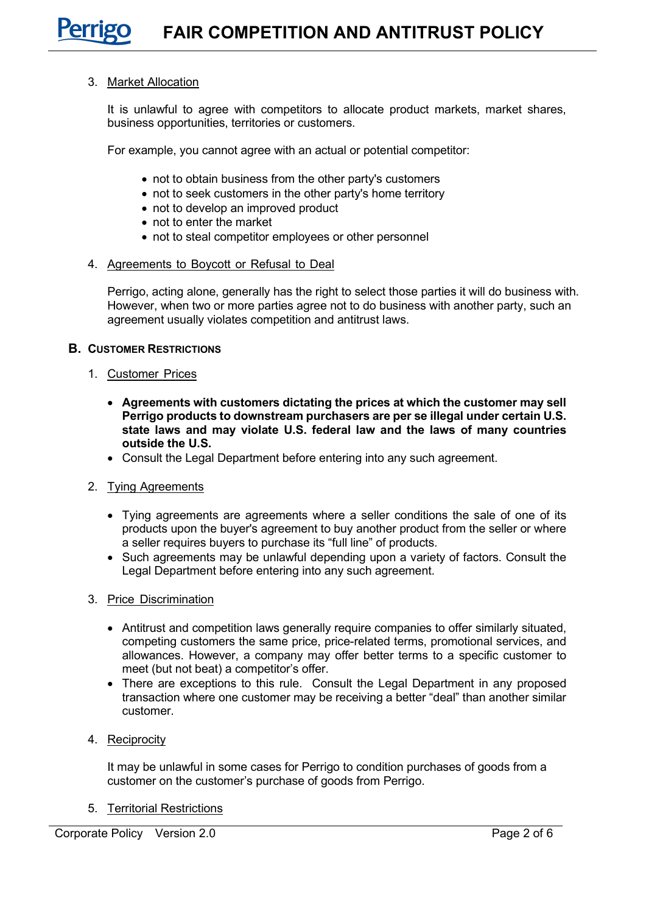3. Market Allocation

   It is unlawful to agree with competitors to allocate product markets, market shares, business opportunities, territories or customers.

   For example, you cannot agree with an actual or potential competitor:

   - not to obtain business from the other party's customers
   - not to seek customers in the other party's home territory
   - not to develop an improved product
   - not to enter the market
   - not to steal competitor employees or other personnel

4. Agreements to Boycott or Refusal to Deal

   Perrigo, acting alone, generally has the right to select those parties it will do business with. However, when two or more parties agree not to do business with another party, such an agreement usually violates competition and antitrust laws.

## B. Customer Restrictions

1. Customer Prices

   - **Agreements with customers dictating the prices at which the customer may sell Perrigo products to downstream purchasers are per se illegal under certain U.S. state laws and may violate U.S. federal law and the laws of many countries outside the U.S.**
   - Consult the Legal Department before entering into any such agreement.

2. Tying Agreements

   - Tying agreements are agreements where a seller conditions the sale of one of its products upon the buyer's agreement to buy another product from the seller or where a seller requires buyers to purchase its "full line" of products.
   - Such agreements may be unlawful depending upon a variety of factors. Consult the Legal Department before entering into any such agreement.

3. Price Discrimination

   - Antitrust and competition laws generally require companies to offer similarly situated, competing customers the same price, price-related terms, promotional services, and allowances. However, a company may offer better terms to a specific customer to meet (but not beat) a competitor's offer.
   - There are exceptions to this rule. Consult the Legal Department in any proposed transaction where one customer may be receiving a better "deal" than another similar customer.

4. Reciprocity

   It may be unlawful in some cases for Perrigo to condition purchases of goods from a customer on the customer's purchase of goods from Perrigo.

5. Territorial Restrictions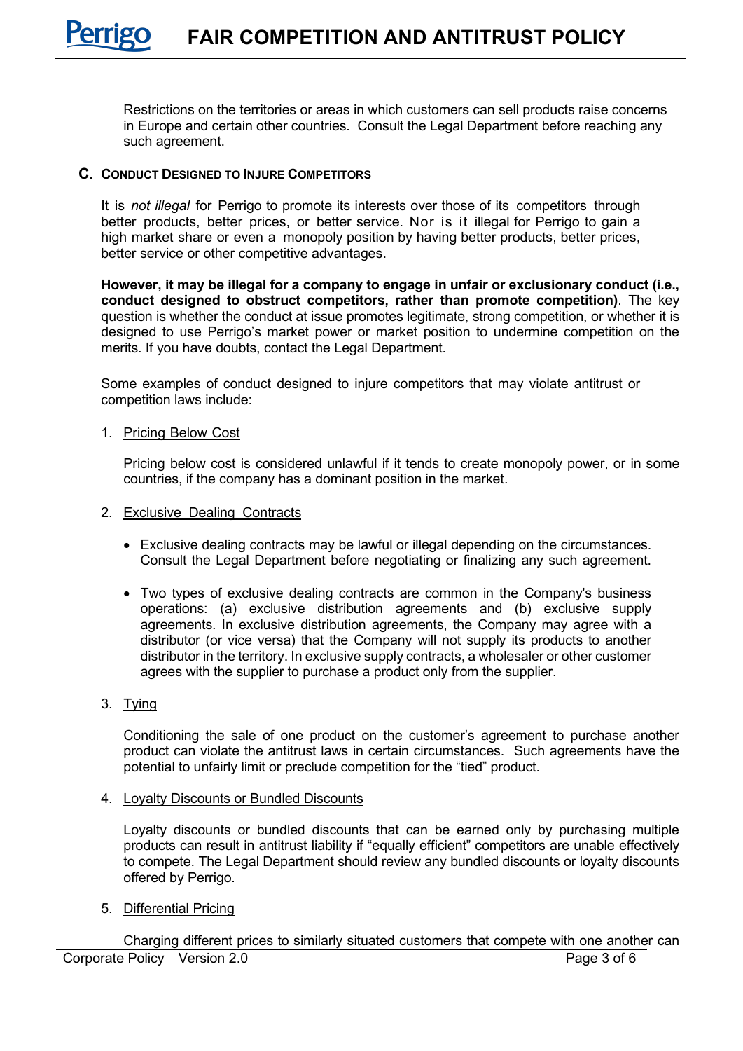Restrictions on the territories or areas in which customers can sell products raise concerns in Europe and certain other countries. Consult the Legal Department before reaching any such agreement.

### C. Conduct Designed to Injure Competitors

It is *not illegal* for Perrigo to promote its interests over those of its competitors through better products, better prices, or better service. Nor is it illegal for Perrigo to gain a high market share or even a monopoly position by having better products, better prices, better service or other competitive advantages.

**However, it may be illegal for a company to engage in unfair or exclusionary conduct (i.e., conduct designed to obstruct competitors, rather than promote competition)**. The key question is whether the conduct at issue promotes legitimate, strong competition, or whether it is designed to use Perrigo's market power or market position to undermine competition on the merits. If you have doubts, contact the Legal Department.

Some examples of conduct designed to injure competitors that may violate antitrust or competition laws include:

1. Pricing Below Cost

   Pricing below cost is considered unlawful if it tends to create monopoly power, or in some countries, if the company has a dominant position in the market.

2. Exclusive Dealing Contracts

   - Exclusive dealing contracts may be lawful or illegal depending on the circumstances. Consult the Legal Department before negotiating or finalizing any such agreement.
   - Two types of exclusive dealing contracts are common in the Company's business operations: (a) exclusive distribution agreements and (b) exclusive supply agreements. In exclusive distribution agreements, the Company may agree with a distributor (or vice versa) that the Company will not supply its products to another distributor in the territory. In exclusive supply contracts, a wholesaler or other customer agrees with the supplier to purchase a product only from the supplier.

3. Tying

   Conditioning the sale of one product on the customer's agreement to purchase another product can violate the antitrust laws in certain circumstances. Such agreements have the potential to unfairly limit or preclude competition for the "tied" product.

4. Loyalty Discounts or Bundled Discounts

   Loyalty discounts or bundled discounts that can be earned only by purchasing multiple products can result in antitrust liability if "equally efficient" competitors are unable effectively to compete. The Legal Department should review any bundled discounts or loyalty discounts offered by Perrigo.

5. Differential Pricing

   Charging different prices to similarly situated customers that compete with one another can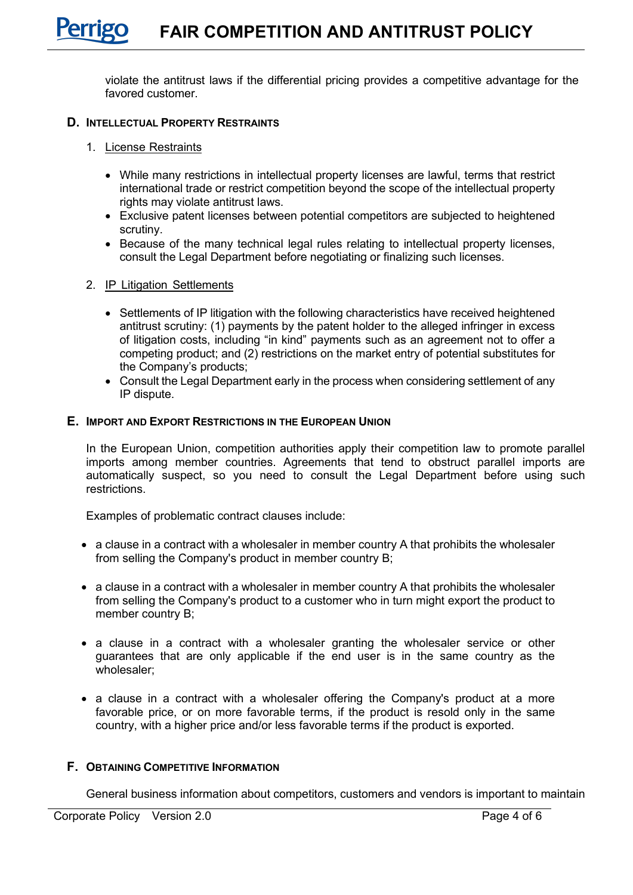violate the antitrust laws if the differential pricing provides a competitive advantage for the favored customer.

### D. Intellectual Property Restraints

1. License Restraints

   - While many restrictions in intellectual property licenses are lawful, terms that restrict international trade or restrict competition beyond the scope of the intellectual property rights may violate antitrust laws.
   - Exclusive patent licenses between potential competitors are subjected to heightened scrutiny.
   - Because of the many technical legal rules relating to intellectual property licenses, consult the Legal Department before negotiating or finalizing such licenses.

2. IP Litigation Settlements

   - Settlements of IP litigation with the following characteristics have received heightened antitrust scrutiny: (1) payments by the patent holder to the alleged infringer in excess of litigation costs, including "in kind" payments such as an agreement not to offer a competing product; and (2) restrictions on the market entry of potential substitutes for the Company's products;
   - Consult the Legal Department early in the process when considering settlement of any IP dispute.

### E. Import and Export Restrictions in the European Union

In the European Union, competition authorities apply their competition law to promote parallel imports among member countries. Agreements that tend to obstruct parallel imports are automatically suspect, so you need to consult the Legal Department before using such restrictions.

Examples of problematic contract clauses include:

- a clause in a contract with a wholesaler in member country A that prohibits the wholesaler from selling the Company's product in member country B;

- a clause in a contract with a wholesaler in member country A that prohibits the wholesaler from selling the Company's product to a customer who in turn might export the product to member country B;

- a clause in a contract with a wholesaler granting the wholesaler service or other guarantees that are only applicable if the end user is in the same country as the wholesaler;

- a clause in a contract with a wholesaler offering the Company's product at a more favorable price, or on more favorable terms, if the product is resold only in the same country, with a higher price and/or less favorable terms if the product is exported.

### F. Obtaining Competitive Information

General business information about competitors, customers and vendors is important to maintain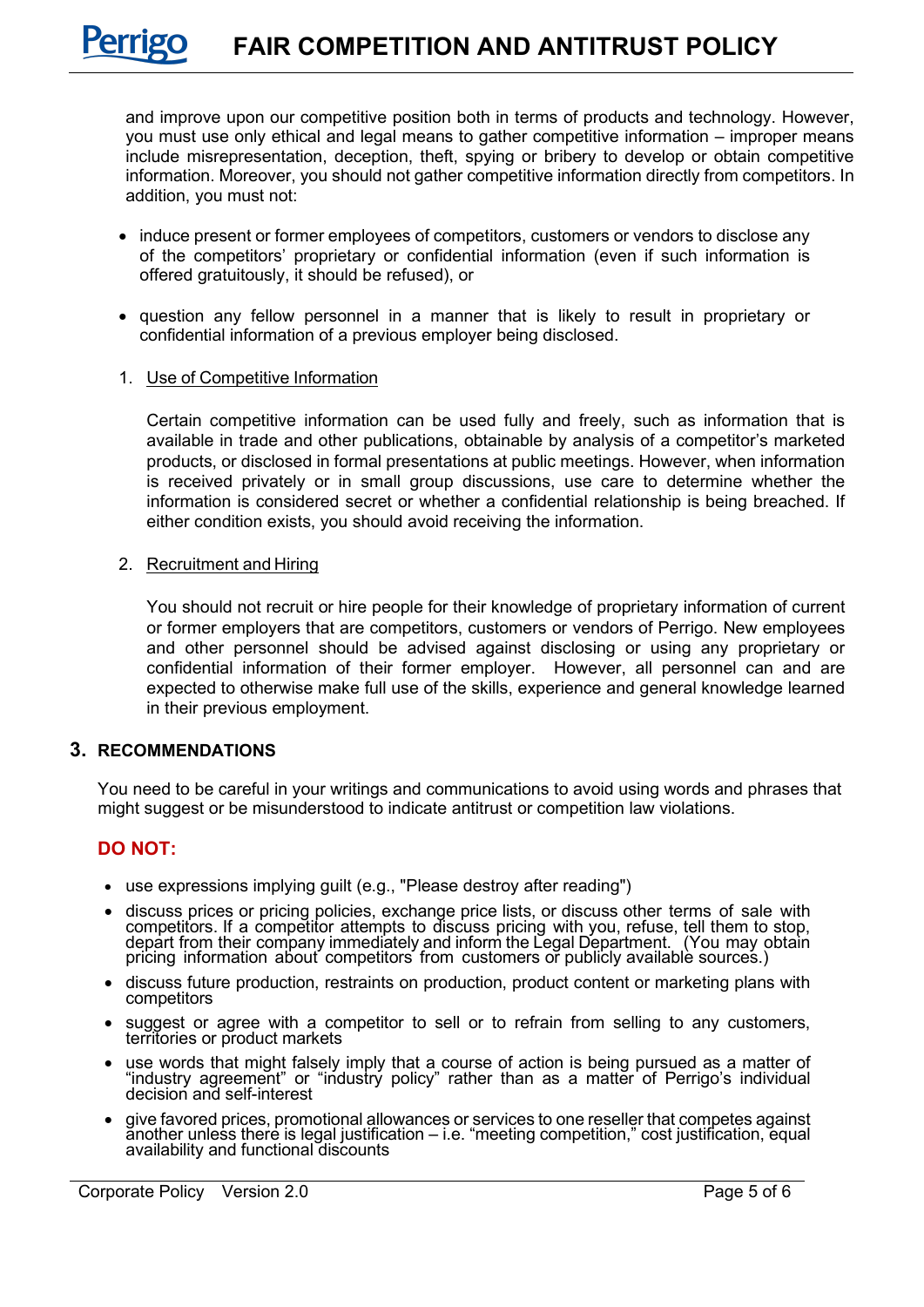and improve upon our competitive position both in terms of products and technology. However, you must use only ethical and legal means to gather competitive information – improper means include misrepresentation, deception, theft, spying or bribery to develop or obtain competitive information. Moreover, you should not gather competitive information directly from competitors. In addition, you must not:

- induce present or former employees of competitors, customers or vendors to disclose any of the competitors' proprietary or confidential information (even if such information is offered gratuitously, it should be refused), or
- question any fellow personnel in a manner that is likely to result in proprietary or confidential information of a previous employer being disclosed.

1. Use of Competitive Information

   Certain competitive information can be used fully and freely, such as information that is available in trade and other publications, obtainable by analysis of a competitor's marketed products, or disclosed in formal presentations at public meetings. However, when information is received privately or in small group discussions, use care to determine whether the information is considered secret or whether a confidential relationship is being breached. If either condition exists, you should avoid receiving the information.

2. Recruitment and Hiring

   You should not recruit or hire people for their knowledge of proprietary information of current or former employers that are competitors, customers or vendors of Perrigo. New employees and other personnel should be advised against disclosing or using any proprietary or confidential information of their former employer. However, all personnel can and are expected to otherwise make full use of the skills, experience and general knowledge learned in their previous employment.

## 3. RECOMMENDATIONS

You need to be careful in your writings and communications to avoid using words and phrases that might suggest or be misunderstood to indicate antitrust or competition law violations.

### DO NOT:

- use expressions implying guilt (e.g., "Please destroy after reading")
- discuss prices or pricing policies, exchange price lists, or discuss other terms of sale with competitors. If a competitor attempts to discuss pricing with you, refuse, tell them to stop, depart from their company immediately and inform the Legal Department. (You may obtain pricing information about competitors from customers or publicly available sources.)
- discuss future production, restraints on production, product content or marketing plans with competitors
- suggest or agree with a competitor to sell or to refrain from selling to any customers, territories or product markets
- use words that might falsely imply that a course of action is being pursued as a matter of "industry agreement" or "industry policy" rather than as a matter of Perrigo's individual decision and self-interest
- give favored prices, promotional allowances or services to one reseller that competes against another unless there is legal justification – i.e. "meeting competition," cost justification, equal availability and functional discounts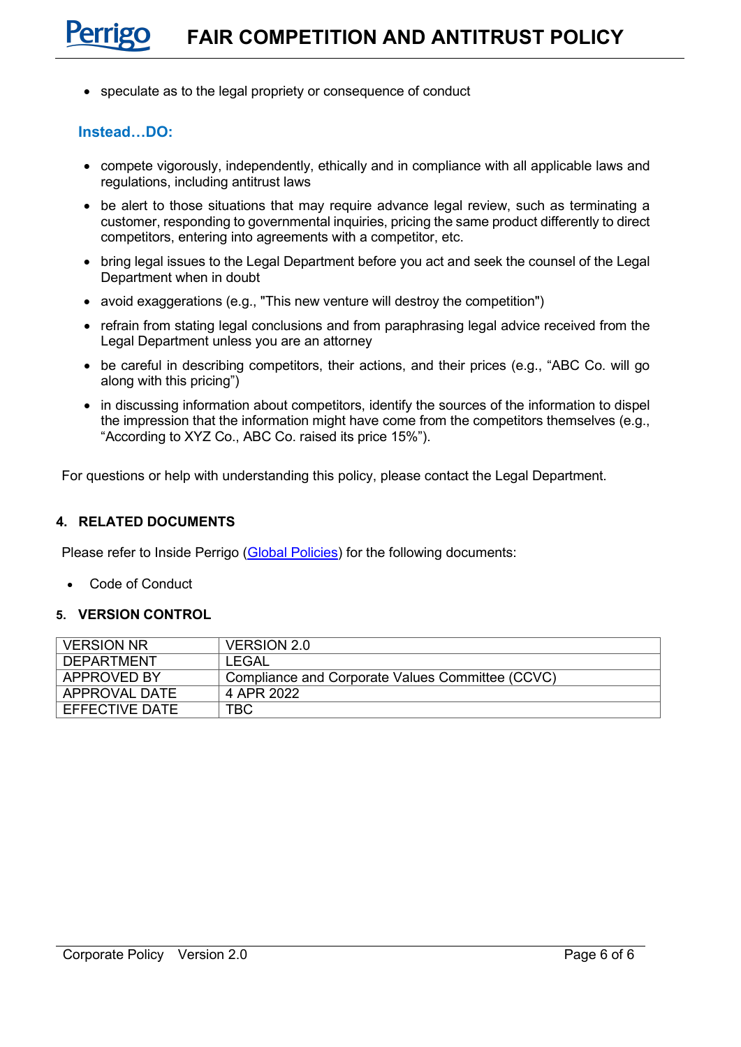- speculate as to the legal propriety or consequence of conduct

### Instead…DO:

- compete vigorously, independently, ethically and in compliance with all applicable laws and regulations, including antitrust laws
- be alert to those situations that may require advance legal review, such as terminating a customer, responding to governmental inquiries, pricing the same product differently to direct competitors, entering into agreements with a competitor, etc.
- bring legal issues to the Legal Department before you act and seek the counsel of the Legal Department when in doubt
- avoid exaggerations (e.g., "This new venture will destroy the competition")
- refrain from stating legal conclusions and from paraphrasing legal advice received from the Legal Department unless you are an attorney
- be careful in describing competitors, their actions, and their prices (e.g., "ABC Co. will go along with this pricing")
- in discussing information about competitors, identify the sources of the information to dispel the impression that the information might have come from the competitors themselves (e.g., "According to XYZ Co., ABC Co. raised its price 15%").

For questions or help with understanding this policy, please contact the Legal Department.

## 4. RELATED DOCUMENTS

Please refer to Inside Perrigo (Global Policies) for the following documents:

- Code of Conduct

## 5. VERSION CONTROL

| | |
|---|---|
| VERSION NR | VERSION 2.0 |
| DEPARTMENT | LEGAL |
| APPROVED BY | Compliance and Corporate Values Committee (CCVC) |
| APPROVAL DATE | 4 APR 2022 |
| EFFECTIVE DATE | TBC |